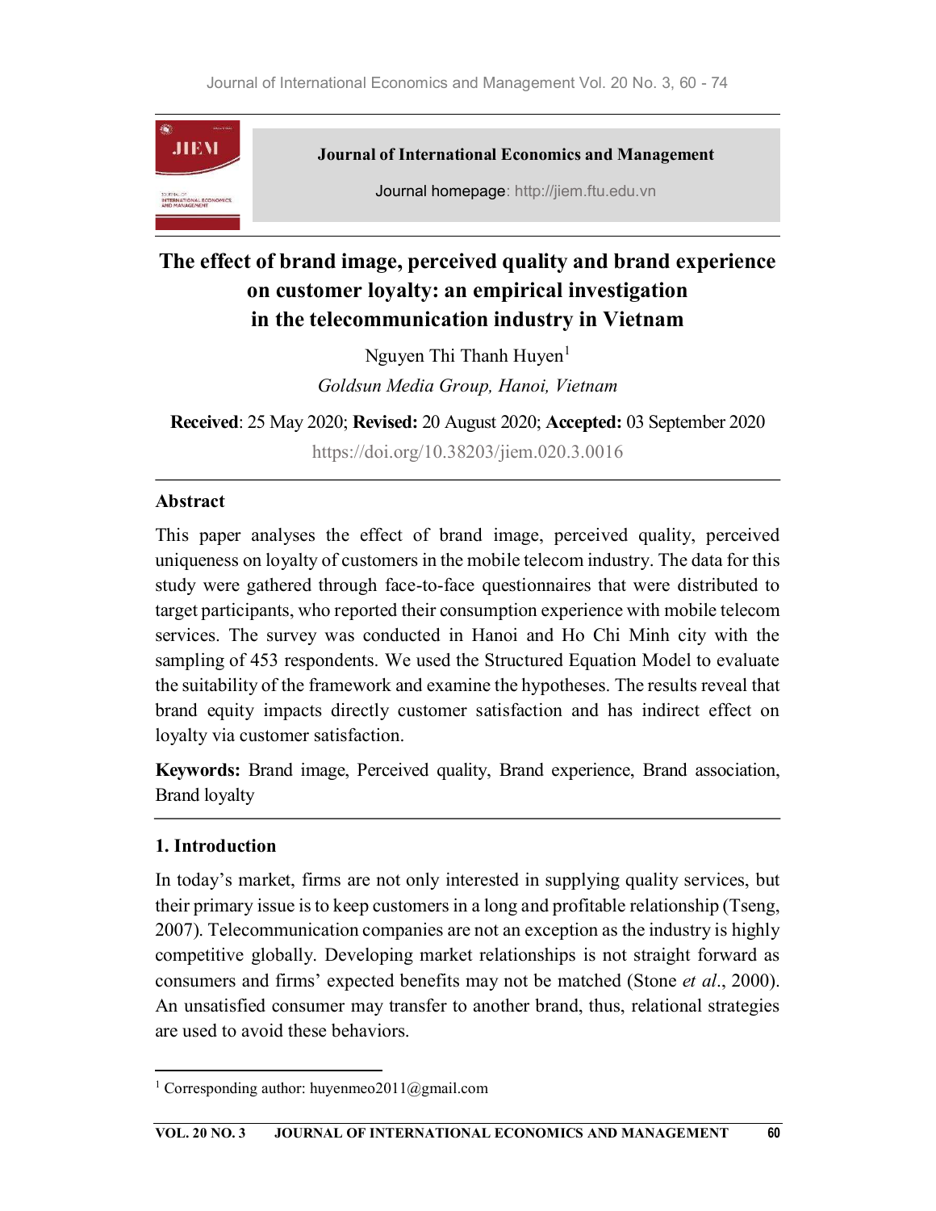# The effect of brand image, perceived quality and brand experience on customer loyalty: an empirical investigation in the telecommunication industry in Vietnam

Nguyen Thi Thanh Huyen[1]

*Goldsun Media Group, Hanoi, Vietnam*

**Received**: 25 May 2020; **Revised:** 20 August 2020; **Accepted:** 03 September 2020

https://doi.org/10.38203/jiem.020.3.0016

## Abstract

This paper analyses the effect of brand image, perceived quality, perceived uniqueness on loyalty of customers in the mobile telecom industry. The data for this study were gathered through face-to-face questionnaires that were distributed to target participants, who reported their consumption experience with mobile telecom services. The survey was conducted in Hanoi and Ho Chi Minh city with the sampling of 453 respondents. We used the Structured Equation Model to evaluate the suitability of the framework and examine the hypotheses. The results reveal that brand equity impacts directly customer satisfaction and has indirect effect on loyalty via customer satisfaction.

**Keywords:** Brand image, Perceived quality, Brand experience, Brand association, Brand loyalty

## 1. Introduction

In today's market, firms are not only interested in supplying quality services, but their primary issue is to keep customers in a long and profitable relationship (Tseng, 2007). Telecommunication companies are not an exception as the industry is highly competitive globally. Developing market relationships is not straight forward as consumers and firms' expected benefits may not be matched (Stone *et al*., 2000). An unsatisfied consumer may transfer to another brand, thus, relational strategies are used to avoid these behaviors.

[1] Corresponding author: huyenmeo2011@gmail.com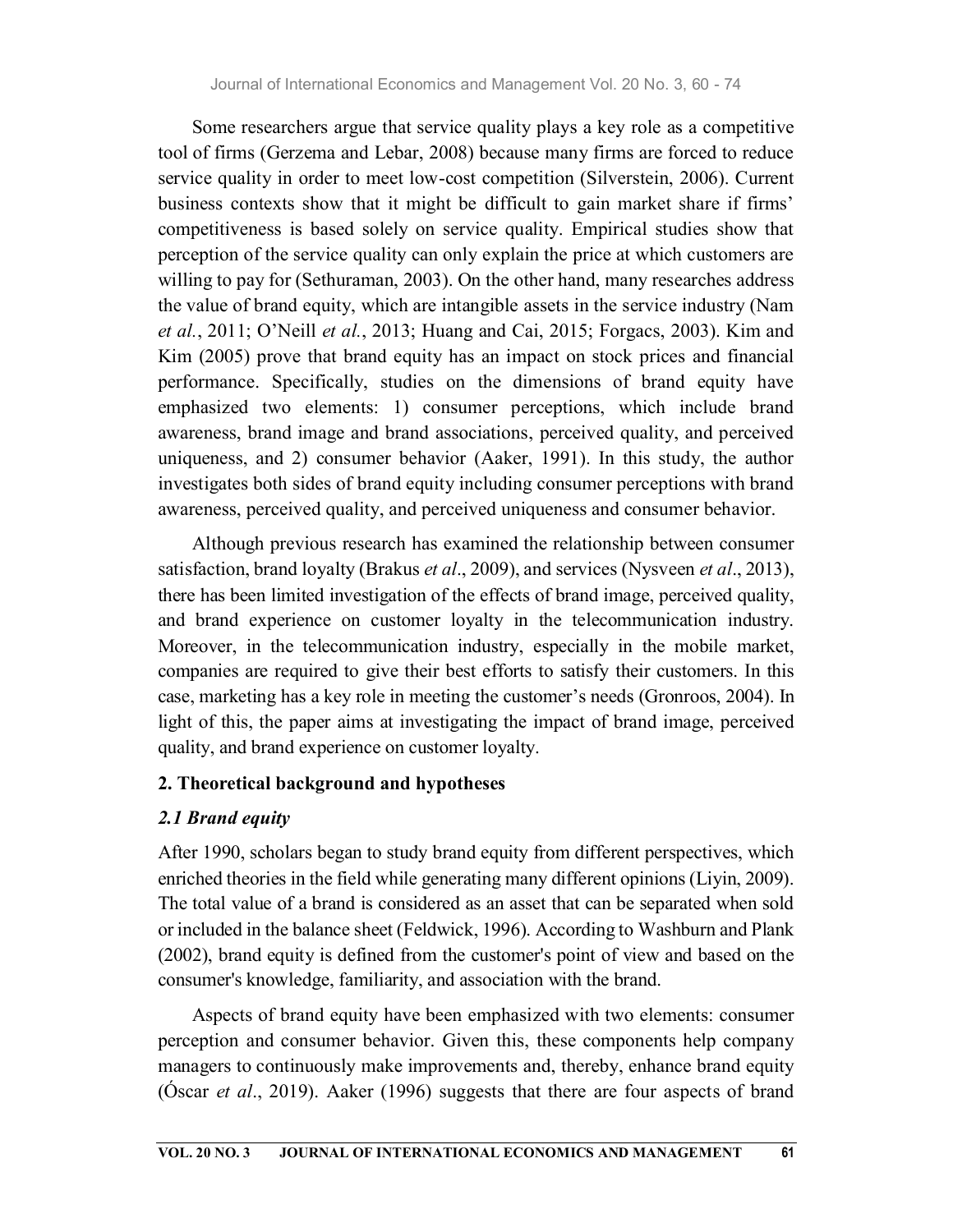Some researchers argue that service quality plays a key role as a competitive tool of firms (Gerzema and Lebar, 2008) because many firms are forced to reduce service quality in order to meet low-cost competition (Silverstein, 2006). Current business contexts show that it might be difficult to gain market share if firms' competitiveness is based solely on service quality. Empirical studies show that perception of the service quality can only explain the price at which customers are willing to pay for (Sethuraman, 2003). On the other hand, many researches address the value of brand equity, which are intangible assets in the service industry (Nam *et al.*, 2011; O'Neill *et al.*, 2013; Huang and Cai, 2015; Forgacs, 2003). Kim and Kim (2005) prove that brand equity has an impact on stock prices and financial performance. Specifically, studies on the dimensions of brand equity have emphasized two elements: 1) consumer perceptions, which include brand awareness, brand image and brand associations, perceived quality, and perceived uniqueness, and 2) consumer behavior (Aaker, 1991). In this study, the author investigates both sides of brand equity including consumer perceptions with brand awareness, perceived quality, and perceived uniqueness and consumer behavior.

Although previous research has examined the relationship between consumer satisfaction, brand loyalty (Brakus *et al*., 2009), and services (Nysveen *et al*., 2013), there has been limited investigation of the effects of brand image, perceived quality, and brand experience on customer loyalty in the telecommunication industry. Moreover, in the telecommunication industry, especially in the mobile market, companies are required to give their best efforts to satisfy their customers. In this case, marketing has a key role in meeting the customer's needs (Gronroos, 2004). In light of this, the paper aims at investigating the impact of brand image, perceived quality, and brand experience on customer loyalty.

## 2. Theoretical background and hypotheses

### *2.1 Brand equity*

After 1990, scholars began to study brand equity from different perspectives, which enriched theories in the field while generating many different opinions (Liyin, 2009). The total value of a brand is considered as an asset that can be separated when sold or included in the balance sheet (Feldwick, 1996). According to Washburn and Plank (2002), brand equity is defined from the customer's point of view and based on the consumer's knowledge, familiarity, and association with the brand.

Aspects of brand equity have been emphasized with two elements: consumer perception and consumer behavior. Given this, these components help company managers to continuously make improvements and, thereby, enhance brand equity (Óscar *et al*., 2019). Aaker (1996) suggests that there are four aspects of brand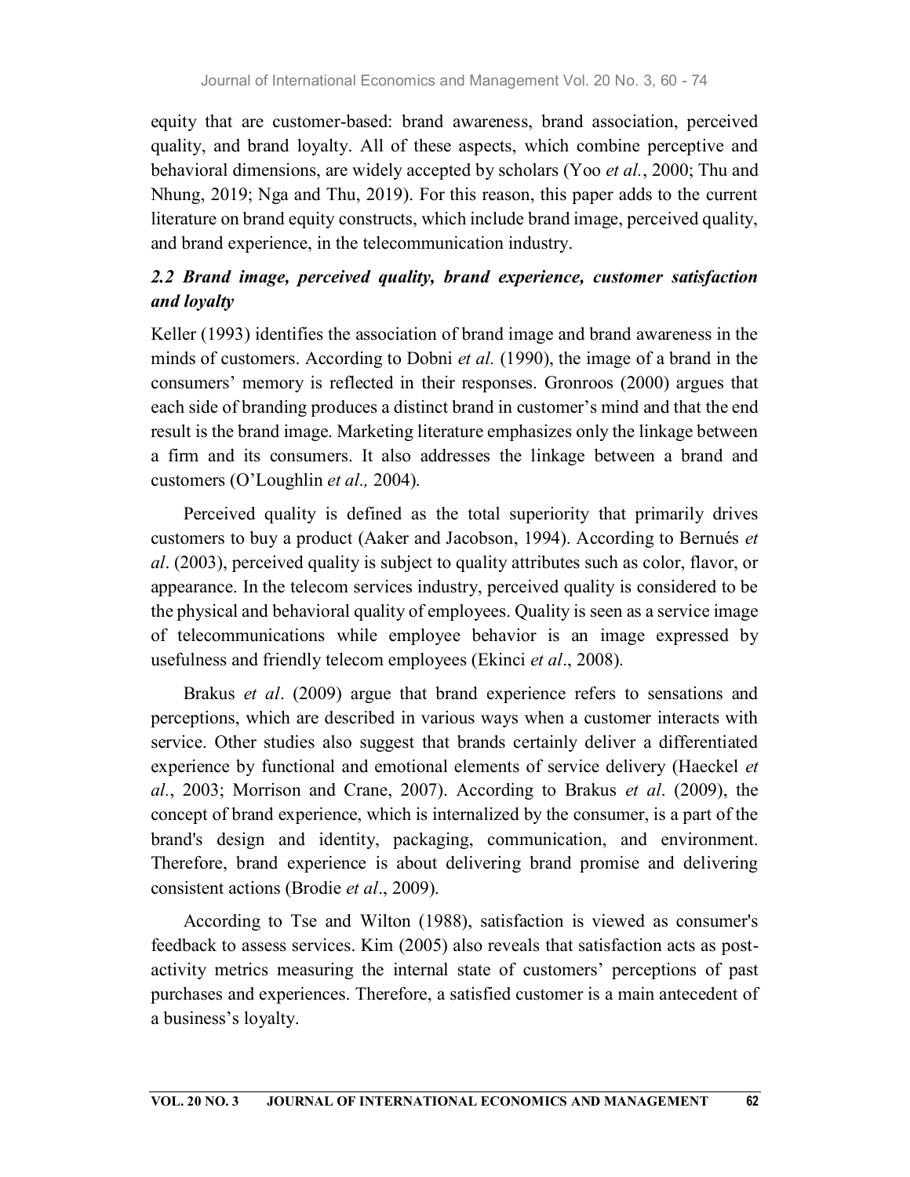equity that are customer-based: brand awareness, brand association, perceived quality, and brand loyalty. All of these aspects, which combine perceptive and behavioral dimensions, are widely accepted by scholars (Yoo *et al.*, 2000; Thu and Nhung, 2019; Nga and Thu, 2019). For this reason, this paper adds to the current literature on brand equity constructs, which include brand image, perceived quality, and brand experience, in the telecommunication industry.

### *2.2 Brand image, perceived quality, brand experience, customer satisfaction and loyalty*

Keller (1993) identifies the association of brand image and brand awareness in the minds of customers. According to Dobni *et al.* (1990), the image of a brand in the consumers' memory is reflected in their responses. Gronroos (2000) argues that each side of branding produces a distinct brand in customer's mind and that the end result is the brand image. Marketing literature emphasizes only the linkage between a firm and its consumers. It also addresses the linkage between a brand and customers (O'Loughlin *et al.,* 2004).

Perceived quality is defined as the total superiority that primarily drives customers to buy a product (Aaker and Jacobson, 1994). According to Bernués *et al*. (2003), perceived quality is subject to quality attributes such as color, flavor, or appearance. In the telecom services industry, perceived quality is considered to be the physical and behavioral quality of employees. Quality is seen as a service image of telecommunications while employee behavior is an image expressed by usefulness and friendly telecom employees (Ekinci *et al*., 2008).

Brakus *et al*. (2009) argue that brand experience refers to sensations and perceptions, which are described in various ways when a customer interacts with service. Other studies also suggest that brands certainly deliver a differentiated experience by functional and emotional elements of service delivery (Haeckel *et al.*, 2003; Morrison and Crane, 2007). According to Brakus *et al*. (2009), the concept of brand experience, which is internalized by the consumer, is a part of the brand's design and identity, packaging, communication, and environment. Therefore, brand experience is about delivering brand promise and delivering consistent actions (Brodie *et al*., 2009).

According to Tse and Wilton (1988), satisfaction is viewed as consumer's feedback to assess services. Kim (2005) also reveals that satisfaction acts as post-activity metrics measuring the internal state of customers' perceptions of past purchases and experiences. Therefore, a satisfied customer is a main antecedent of a business's loyalty.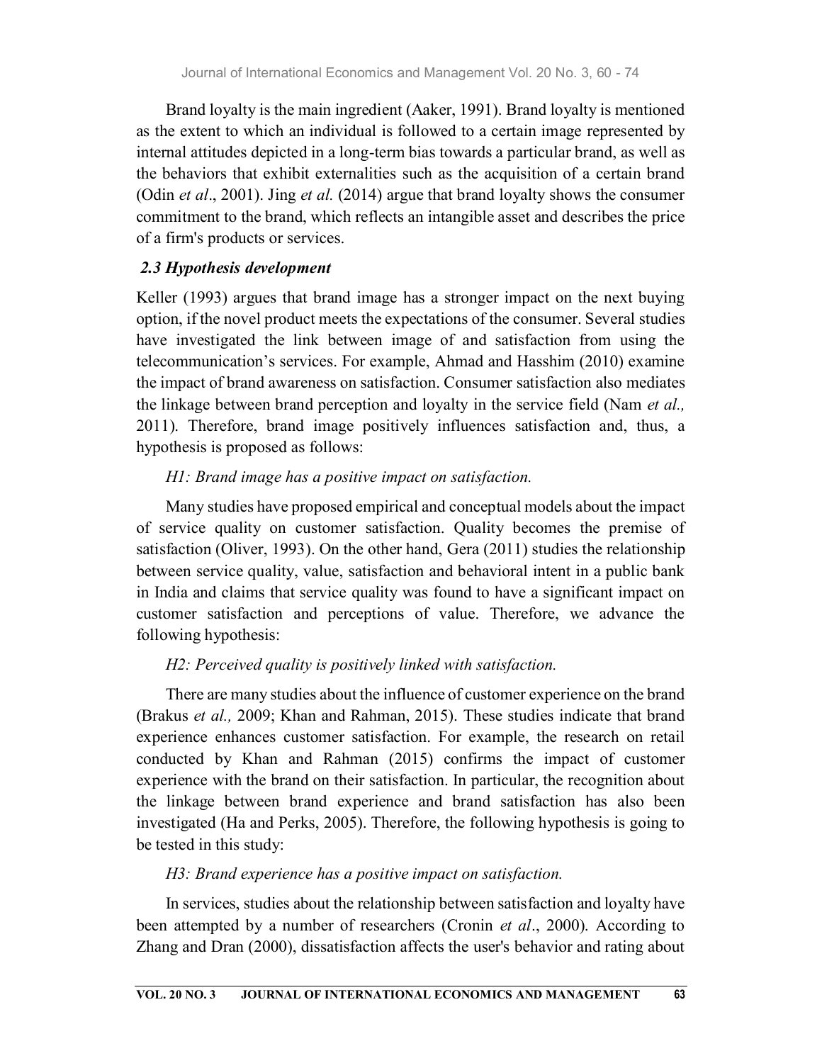Brand loyalty is the main ingredient (Aaker, 1991). Brand loyalty is mentioned as the extent to which an individual is followed to a certain image represented by internal attitudes depicted in a long-term bias towards a particular brand, as well as the behaviors that exhibit externalities such as the acquisition of a certain brand (Odin *et al*., 2001). Jing *et al.* (2014) argue that brand loyalty shows the consumer commitment to the brand, which reflects an intangible asset and describes the price of a firm's products or services.

### *2.3 Hypothesis development*

Keller (1993) argues that brand image has a stronger impact on the next buying option, if the novel product meets the expectations of the consumer. Several studies have investigated the link between image of and satisfaction from using the telecommunication's services. For example, Ahmad and Hasshim (2010) examine the impact of brand awareness on satisfaction. Consumer satisfaction also mediates the linkage between brand perception and loyalty in the service field (Nam *et al.,* 2011). Therefore, brand image positively influences satisfaction and, thus, a hypothesis is proposed as follows:

*H1: Brand image has a positive impact on satisfaction.*

Many studies have proposed empirical and conceptual models about the impact of service quality on customer satisfaction. Quality becomes the premise of satisfaction (Oliver, 1993). On the other hand, Gera (2011) studies the relationship between service quality, value, satisfaction and behavioral intent in a public bank in India and claims that service quality was found to have a significant impact on customer satisfaction and perceptions of value. Therefore, we advance the following hypothesis:

*H2: Perceived quality is positively linked with satisfaction.*

There are many studies about the influence of customer experience on the brand (Brakus *et al.,* 2009; Khan and Rahman, 2015). These studies indicate that brand experience enhances customer satisfaction. For example, the research on retail conducted by Khan and Rahman (2015) confirms the impact of customer experience with the brand on their satisfaction. In particular, the recognition about the linkage between brand experience and brand satisfaction has also been investigated (Ha and Perks, 2005). Therefore, the following hypothesis is going to be tested in this study:

*H3: Brand experience has a positive impact on satisfaction.*

In services, studies about the relationship between satisfaction and loyalty have been attempted by a number of researchers (Cronin *et al*., 2000). According to Zhang and Dran (2000), dissatisfaction affects the user's behavior and rating about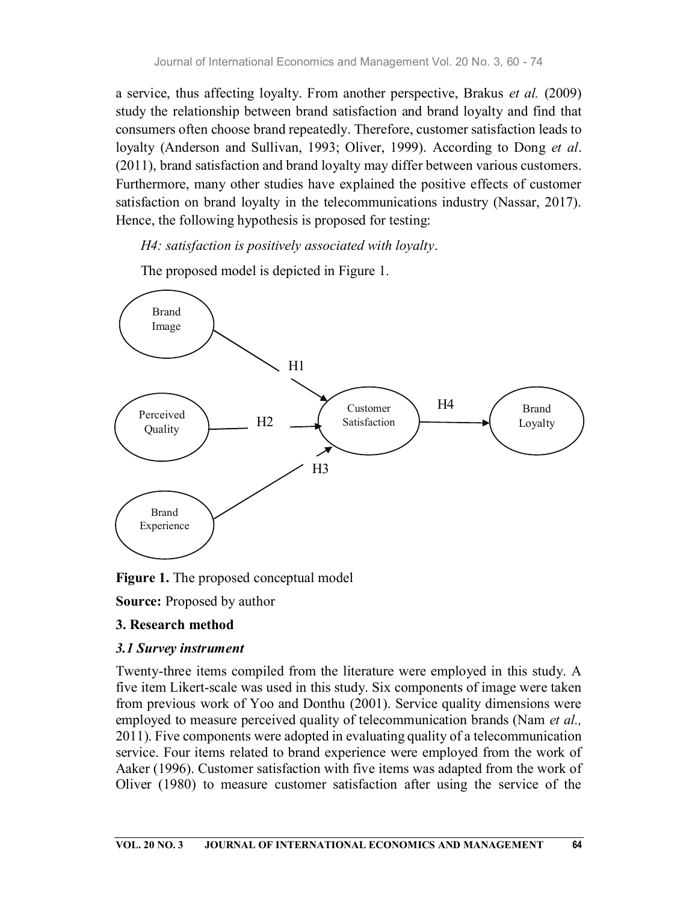a service, thus affecting loyalty. From another perspective, Brakus *et al.* (2009) study the relationship between brand satisfaction and brand loyalty and find that consumers often choose brand repeatedly. Therefore, customer satisfaction leads to loyalty (Anderson and Sullivan, 1993; Oliver, 1999). According to Dong *et al*. (2011), brand satisfaction and brand loyalty may differ between various customers. Furthermore, many other studies have explained the positive effects of customer satisfaction on brand loyalty in the telecommunications industry (Nassar, 2017). Hence, the following hypothesis is proposed for testing:

*H4: satisfaction is positively associated with loyalty*.

The proposed model is depicted in Figure 1.

**Figure 1.** The proposed conceptual model

**Source:** Proposed by author

## 3. Research method

### *3.1 Survey instrument*

Twenty-three items compiled from the literature were employed in this study. A five item Likert-scale was used in this study. Six components of image were taken from previous work of Yoo and Donthu (2001). Service quality dimensions were employed to measure perceived quality of telecommunication brands (Nam *et al.,* 2011). Five components were adopted in evaluating quality of a telecommunication service. Four items related to brand experience were employed from the work of Aaker (1996). Customer satisfaction with five items was adapted from the work of Oliver (1980) to measure customer satisfaction after using the service of the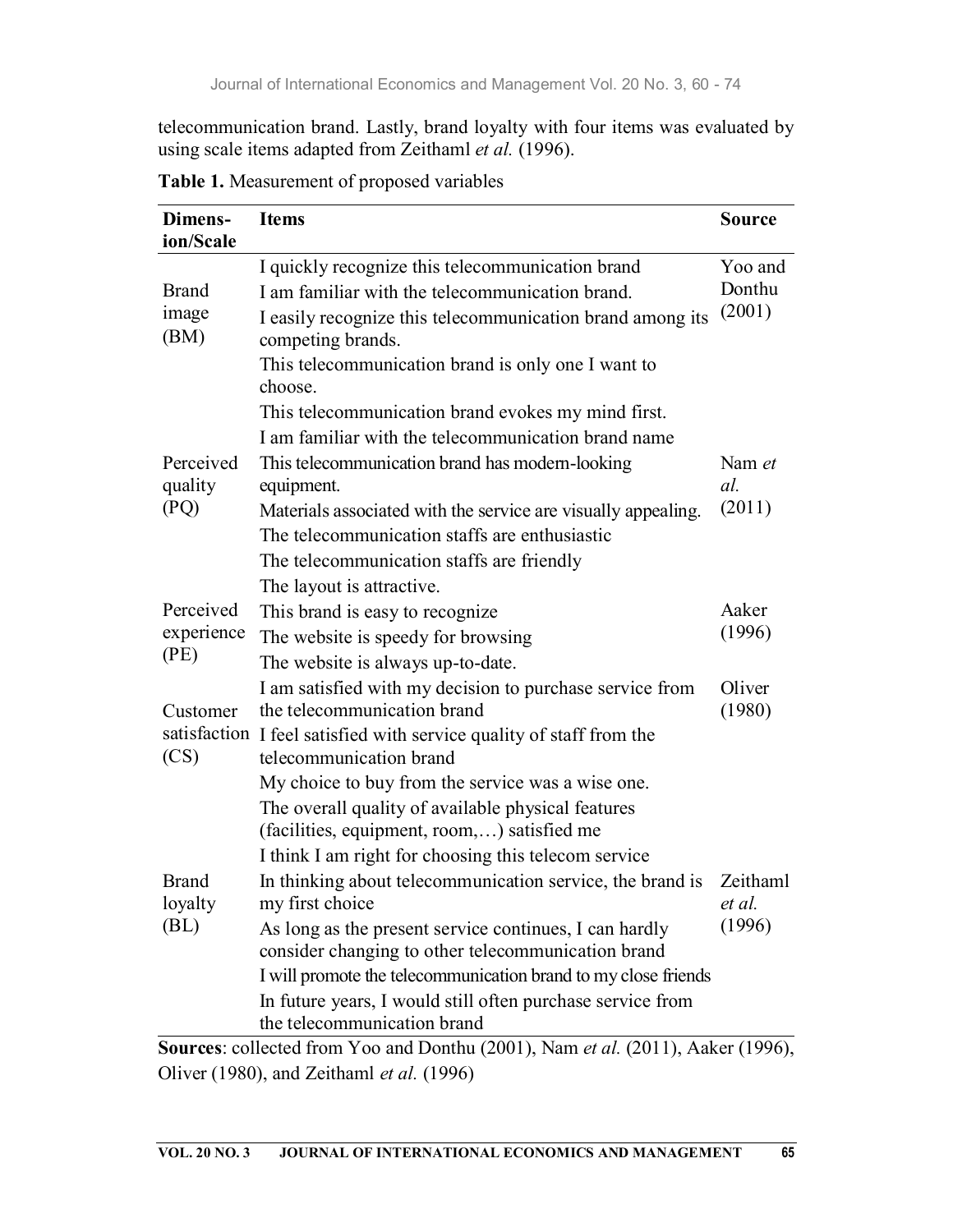telecommunication brand. Lastly, brand loyalty with four items was evaluated by using scale items adapted from Zeithaml *et al.* (1996).

**Table 1.** Measurement of proposed variables

| Dimension/Scale | Items | Source |
|---|---|---|
| Brand image (BM) | I quickly recognize this telecommunication brand | Yoo and Donthu (2001) |
| | I am familiar with the telecommunication brand. | |
| | I easily recognize this telecommunication brand among its competing brands. | |
| | This telecommunication brand is only one I want to choose. | |
| | This telecommunication brand evokes my mind first. | |
| | I am familiar with the telecommunication brand name | |
| Perceived quality (PQ) | This telecommunication brand has modern-looking equipment. | Nam *et al.* (2011) |
| | Materials associated with the service are visually appealing. | |
| | The telecommunication staffs are enthusiastic | |
| | The telecommunication staffs are friendly | |
| | The layout is attractive. | |
| Perceived experience (PE) | This brand is easy to recognize | Aaker (1996) |
| | The website is speedy for browsing | |
| | The website is always up-to-date. | |
| Customer satisfaction (CS) | I am satisfied with my decision to purchase service from the telecommunication brand | Oliver (1980) |
| | I feel satisfied with service quality of staff from the telecommunication brand | |
| | My choice to buy from the service was a wise one. | |
| | The overall quality of available physical features (facilities, equipment, room,…) satisfied me | |
| | I think I am right for choosing this telecom service | |
| Brand loyalty (BL) | In thinking about telecommunication service, the brand is my first choice | Zeithaml *et al.* (1996) |
| | As long as the present service continues, I can hardly consider changing to other telecommunication brand | |
| | I will promote the telecommunication brand to my close friends | |
| | In future years, I would still often purchase service from the telecommunication brand | |

**Sources**: collected from Yoo and Donthu (2001), Nam *et al.* (2011), Aaker (1996), Oliver (1980), and Zeithaml *et al.* (1996)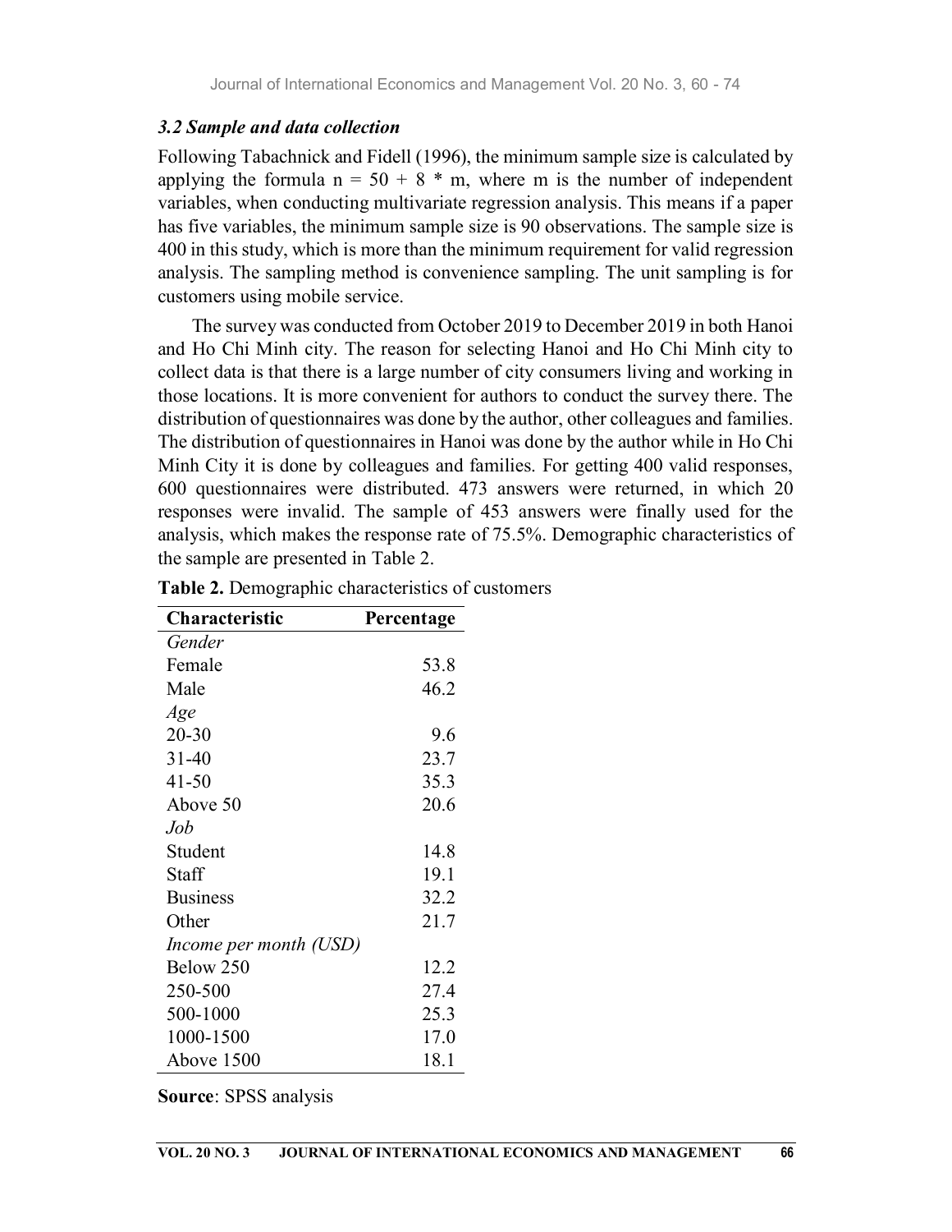### *3.2 Sample and data collection*

Following Tabachnick and Fidell (1996), the minimum sample size is calculated by applying the formula $n = 50 + 8 * m$, where m is the number of independent variables, when conducting multivariate regression analysis. This means if a paper has five variables, the minimum sample size is 90 observations. The sample size is 400 in this study, which is more than the minimum requirement for valid regression analysis. The sampling method is convenience sampling. The unit sampling is for customers using mobile service.

The survey was conducted from October 2019 to December 2019 in both Hanoi and Ho Chi Minh city. The reason for selecting Hanoi and Ho Chi Minh city to collect data is that there is a large number of city consumers living and working in those locations. It is more convenient for authors to conduct the survey there. The distribution of questionnaires was done by the author, other colleagues and families. The distribution of questionnaires in Hanoi was done by the author while in Ho Chi Minh City it is done by colleagues and families. For getting 400 valid responses, 600 questionnaires were distributed. 473 answers were returned, in which 20 responses were invalid. The sample of 453 answers were finally used for the analysis, which makes the response rate of 75.5%. Demographic characteristics of the sample are presented in Table 2.

**Table 2.** Demographic characteristics of customers

| Characteristic | Percentage |
|---|---|
| *Gender* | |
| Female | 53.8 |
| Male | 46.2 |
| *Age* | |
| 20-30 | 9.6 |
| 31-40 | 23.7 |
| 41-50 | 35.3 |
| Above 50 | 20.6 |
| *Job* | |
| Student | 14.8 |
| Staff | 19.1 |
| Business | 32.2 |
| Other | 21.7 |
| *Income per month (USD)* | |
| Below 250 | 12.2 |
| 250-500 | 27.4 |
| 500-1000 | 25.3 |
| 1000-1500 | 17.0 |
| Above 1500 | 18.1 |

**Source**: SPSS analysis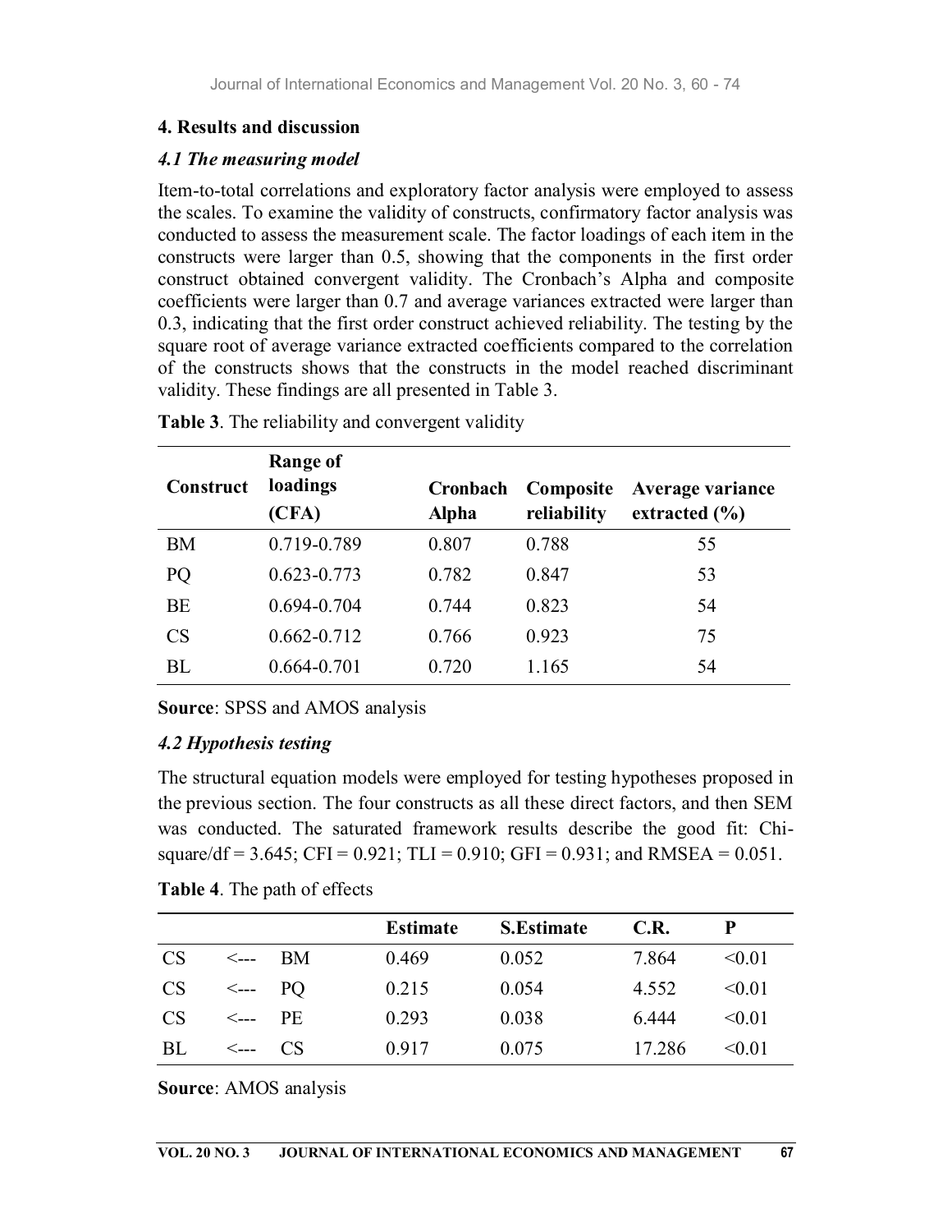## 4. Results and discussion

### *4.1 The measuring model*

Item-to-total correlations and exploratory factor analysis were employed to assess the scales. To examine the validity of constructs, confirmatory factor analysis was conducted to assess the measurement scale. The factor loadings of each item in the constructs were larger than 0.5, showing that the components in the first order construct obtained convergent validity. The Cronbach's Alpha and composite coefficients were larger than 0.7 and average variances extracted were larger than 0.3, indicating that the first order construct achieved reliability. The testing by the square root of average variance extracted coefficients compared to the correlation of the constructs shows that the constructs in the model reached discriminant validity. These findings are all presented in Table 3.

**Table 3**. The reliability and convergent validity

| Construct | Range of loadings (CFA) | Cronbach Alpha | Composite reliability | Average variance extracted (%) |
|---|---|---|---|---|
| BM | 0.719-0.789 | 0.807 | 0.788 | 55 |
| PQ | 0.623-0.773 | 0.782 | 0.847 | 53 |
| BE | 0.694-0.704 | 0.744 | 0.823 | 54 |
| CS | 0.662-0.712 | 0.766 | 0.923 | 75 |
| BL | 0.664-0.701 | 0.720 | 1.165 | 54 |

**Source**: SPSS and AMOS analysis

### *4.2 Hypothesis testing*

The structural equation models were employed for testing hypotheses proposed in the previous section. The four constructs as all these direct factors, and then SEM was conducted. The saturated framework results describe the good fit: Chi-square/df = 3.645; CFI = 0.921; TLI = 0.910; GFI = 0.931; and RMSEA = 0.051.

**Table 4**. The path of effects

| | | | Estimate | S.Estimate | C.R. | P |
|---|---|---|---|---|---|---|
| CS | <--- | BM | 0.469 | 0.052 | 7.864 | <0.01 |
| CS | <--- | PQ | 0.215 | 0.054 | 4.552 | <0.01 |
| CS | <--- | PE | 0.293 | 0.038 | 6.444 | <0.01 |
| BL | <--- | CS | 0.917 | 0.075 | 17.286 | <0.01 |

**Source**: AMOS analysis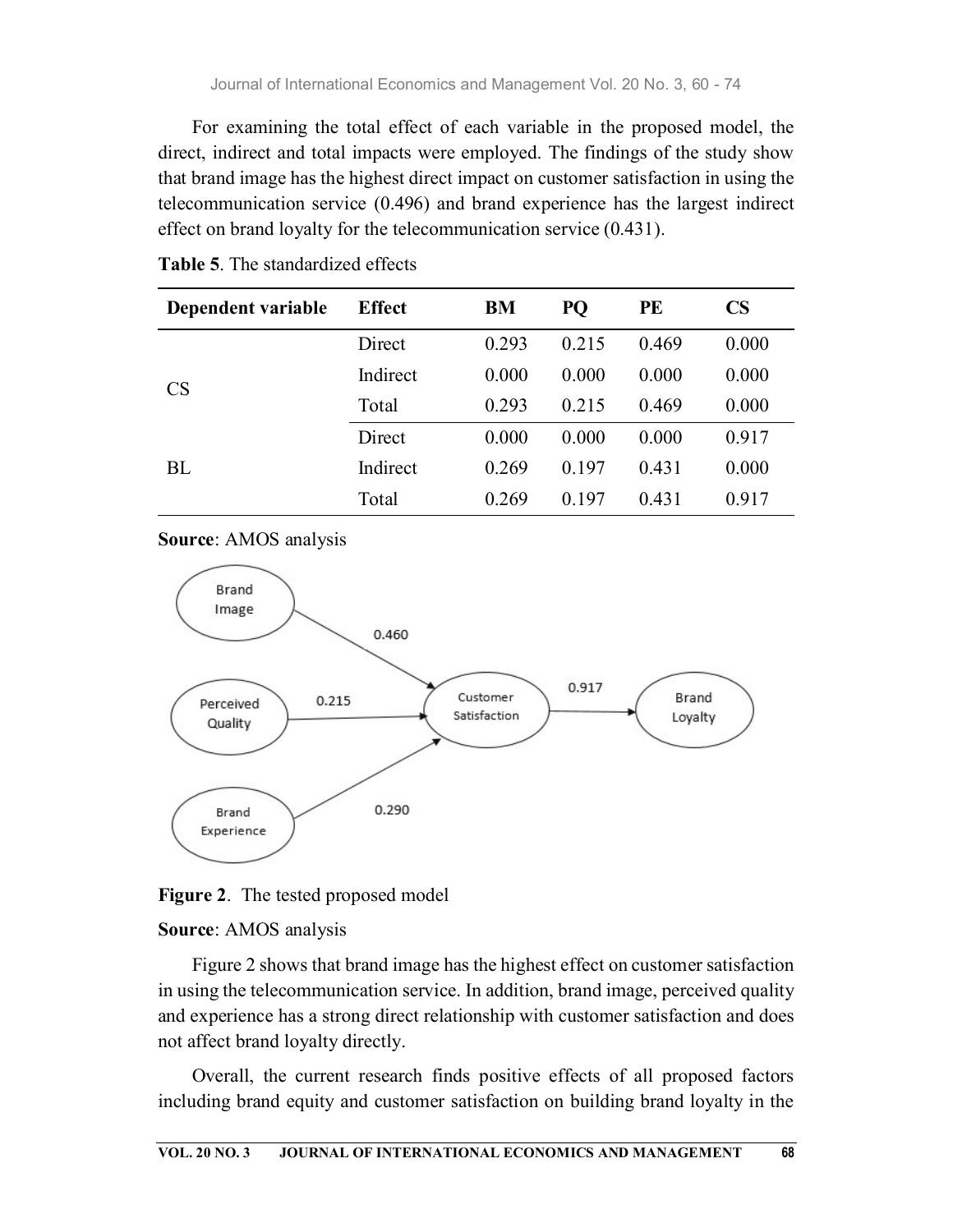For examining the total effect of each variable in the proposed model, the direct, indirect and total impacts were employed. The findings of the study show that brand image has the highest direct impact on customer satisfaction in using the telecommunication service (0.496) and brand experience has the largest indirect effect on brand loyalty for the telecommunication service (0.431).

**Table 5**. The standardized effects

| Dependent variable | Effect | BM | PQ | PE | CS |
|---|---|---|---|---|---|
| CS | Direct | 0.293 | 0.215 | 0.469 | 0.000 |
| | Indirect | 0.000 | 0.000 | 0.000 | 0.000 |
| | Total | 0.293 | 0.215 | 0.469 | 0.000 |
| BL | Direct | 0.000 | 0.000 | 0.000 | 0.917 |
| | Indirect | 0.269 | 0.197 | 0.431 | 0.000 |
| | Total | 0.269 | 0.197 | 0.431 | 0.917 |

**Source**: AMOS analysis

Brand Image → Customer Satisfaction: 0.460

Perceived Quality → Customer Satisfaction: 0.215

Brand Experience → Customer Satisfaction: 0.290

Customer Satisfaction → Brand Loyalty: 0.917

**Figure 2**. The tested proposed model

**Source**: AMOS analysis

Figure 2 shows that brand image has the highest effect on customer satisfaction in using the telecommunication service. In addition, brand image, perceived quality and experience has a strong direct relationship with customer satisfaction and does not affect brand loyalty directly.

Overall, the current research finds positive effects of all proposed factors including brand equity and customer satisfaction on building brand loyalty in the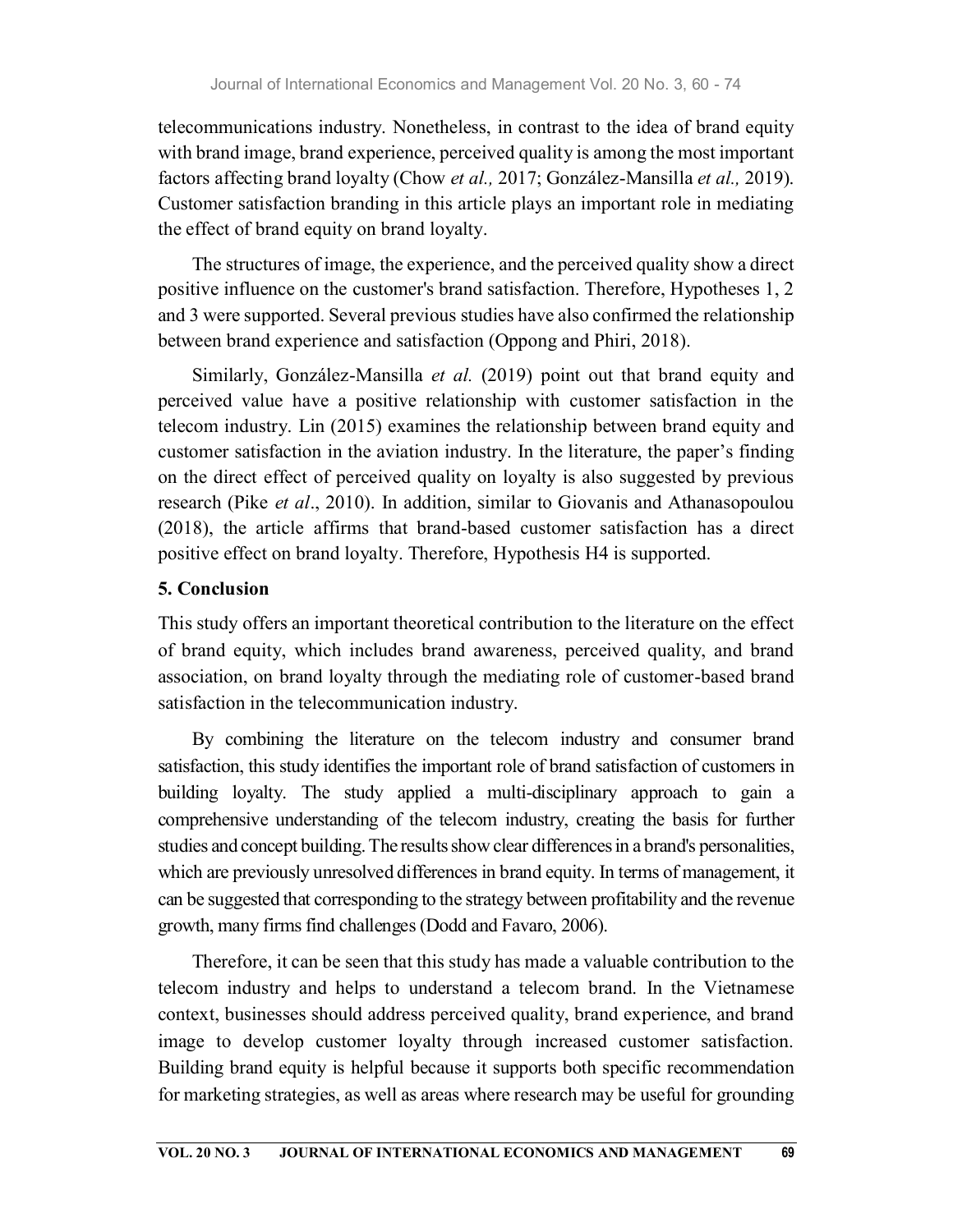telecommunications industry. Nonetheless, in contrast to the idea of brand equity with brand image, brand experience, perceived quality is among the most important factors affecting brand loyalty (Chow *et al.,* 2017; González-Mansilla *et al.,* 2019). Customer satisfaction branding in this article plays an important role in mediating the effect of brand equity on brand loyalty.

The structures of image, the experience, and the perceived quality show a direct positive influence on the customer's brand satisfaction. Therefore, Hypotheses 1, 2 and 3 were supported. Several previous studies have also confirmed the relationship between brand experience and satisfaction (Oppong and Phiri, 2018).

Similarly, González-Mansilla *et al.* (2019) point out that brand equity and perceived value have a positive relationship with customer satisfaction in the telecom industry. Lin (2015) examines the relationship between brand equity and customer satisfaction in the aviation industry. In the literature, the paper's finding on the direct effect of perceived quality on loyalty is also suggested by previous research (Pike *et al*., 2010). In addition, similar to Giovanis and Athanasopoulou (2018), the article affirms that brand-based customer satisfaction has a direct positive effect on brand loyalty. Therefore, Hypothesis H4 is supported.

## 5. Conclusion

This study offers an important theoretical contribution to the literature on the effect of brand equity, which includes brand awareness, perceived quality, and brand association, on brand loyalty through the mediating role of customer-based brand satisfaction in the telecommunication industry.

By combining the literature on the telecom industry and consumer brand satisfaction, this study identifies the important role of brand satisfaction of customers in building loyalty. The study applied a multi-disciplinary approach to gain a comprehensive understanding of the telecom industry, creating the basis for further studies and concept building. The results show clear differences in a brand's personalities, which are previously unresolved differences in brand equity. In terms of management, it can be suggested that corresponding to the strategy between profitability and the revenue growth, many firms find challenges (Dodd and Favaro, 2006).

Therefore, it can be seen that this study has made a valuable contribution to the telecom industry and helps to understand a telecom brand. In the Vietnamese context, businesses should address perceived quality, brand experience, and brand image to develop customer loyalty through increased customer satisfaction. Building brand equity is helpful because it supports both specific recommendation for marketing strategies, as well as areas where research may be useful for grounding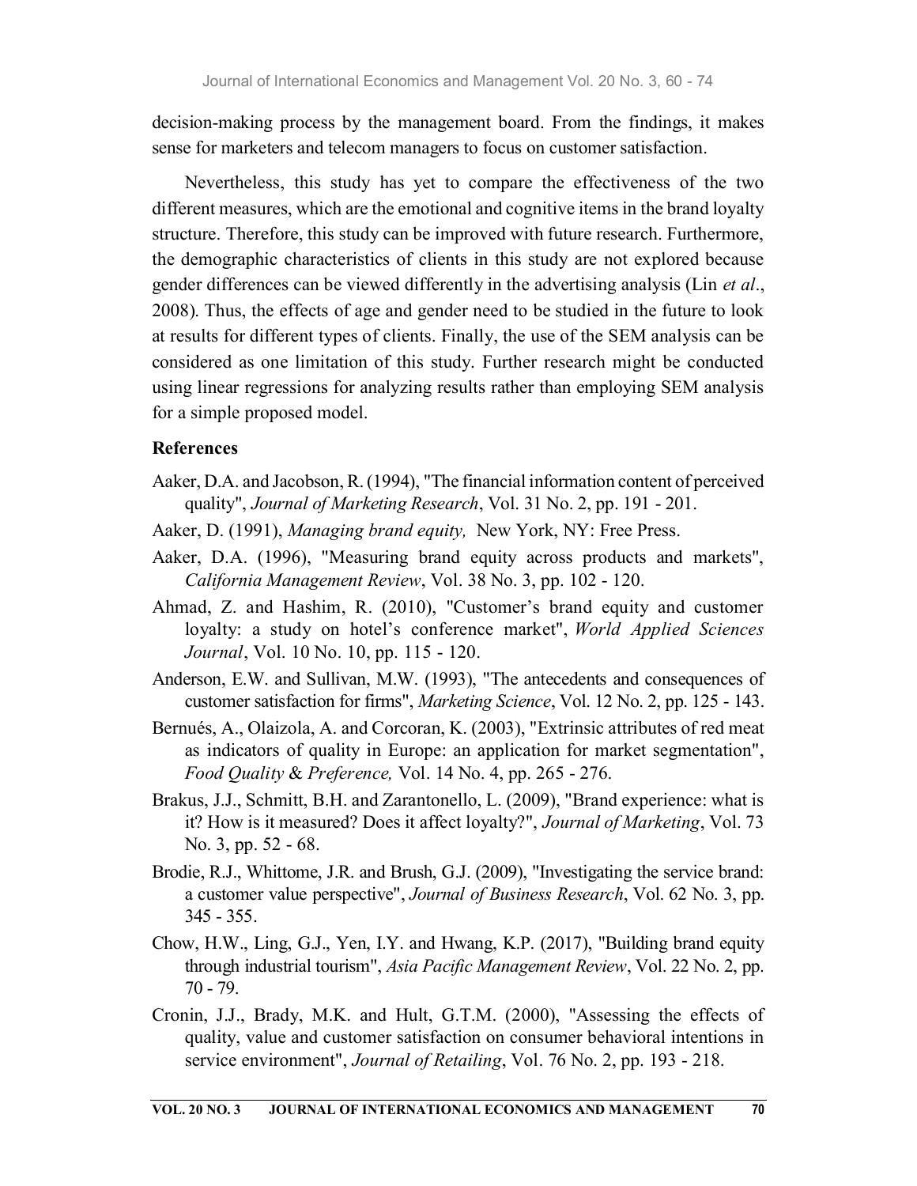decision-making process by the management board. From the findings, it makes sense for marketers and telecom managers to focus on customer satisfaction.

Nevertheless, this study has yet to compare the effectiveness of the two different measures, which are the emotional and cognitive items in the brand loyalty structure. Therefore, this study can be improved with future research. Furthermore, the demographic characteristics of clients in this study are not explored because gender differences can be viewed differently in the advertising analysis (Lin *et al*., 2008). Thus, the effects of age and gender need to be studied in the future to look at results for different types of clients. Finally, the use of the SEM analysis can be considered as one limitation of this study. Further research might be conducted using linear regressions for analyzing results rather than employing SEM analysis for a simple proposed model.

## References

Aaker, D.A. and Jacobson, R. (1994), "The financial information content of perceived quality", *Journal of Marketing Research*, Vol. 31 No. 2, pp. 191 - 201.

Aaker, D. (1991), *Managing brand equity,* New York, NY: Free Press.

Aaker, D.A. (1996), "Measuring brand equity across products and markets", *California Management Review*, Vol. 38 No. 3, pp. 102 - 120.

Ahmad, Z. and Hashim, R. (2010), "Customer's brand equity and customer loyalty: a study on hotel's conference market", *World Applied Sciences Journal*, Vol. 10 No. 10, pp. 115 - 120.

Anderson, E.W. and Sullivan, M.W. (1993), "The antecedents and consequences of customer satisfaction for firms", *Marketing Science*, Vol. 12 No. 2, pp. 125 - 143.

Bernués, A., Olaizola, A. and Corcoran, K. (2003), "Extrinsic attributes of red meat as indicators of quality in Europe: an application for market segmentation", *Food Quality & Preference,* Vol. 14 No. 4, pp. 265 - 276.

Brakus, J.J., Schmitt, B.H. and Zarantonello, L. (2009), "Brand experience: what is it? How is it measured? Does it affect loyalty?", *Journal of Marketing*, Vol. 73 No. 3, pp. 52 - 68.

Brodie, R.J., Whittome, J.R. and Brush, G.J. (2009), "Investigating the service brand: a customer value perspective", *Journal of Business Research*, Vol. 62 No. 3, pp. 345 - 355.

Chow, H.W., Ling, G.J., Yen, I.Y. and Hwang, K.P. (2017), "Building brand equity through industrial tourism", *Asia Pacific Management Review*, Vol. 22 No. 2, pp. 70 - 79.

Cronin, J.J., Brady, M.K. and Hult, G.T.M. (2000), "Assessing the effects of quality, value and customer satisfaction on consumer behavioral intentions in service environment", *Journal of Retailing*, Vol. 76 No. 2, pp. 193 - 218.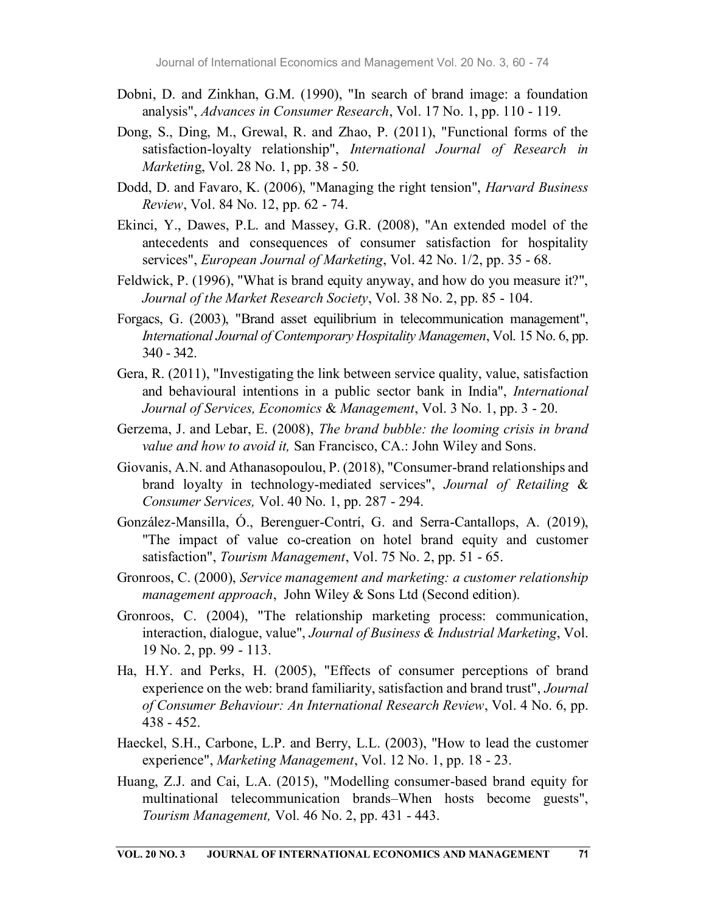Dobni, D. and Zinkhan, G.M. (1990), "In search of brand image: a foundation analysis", *Advances in Consumer Research*, Vol. 17 No. 1, pp. 110 - 119.

Dong, S., Ding, M., Grewal, R. and Zhao, P. (2011), "Functional forms of the satisfaction-loyalty relationship", *International Journal of Research in Marketin*g, Vol. 28 No. 1, pp. 38 - 50.

Dodd, D. and Favaro, K. (2006), "Managing the right tension", *Harvard Business Review*, Vol. 84 No. 12, pp. 62 - 74.

Ekinci, Y., Dawes, P.L. and Massey, G.R. (2008), "An extended model of the antecedents and consequences of consumer satisfaction for hospitality services", *European Journal of Marketing*, Vol. 42 No. 1/2, pp. 35 - 68.

Feldwick, P. (1996), "What is brand equity anyway, and how do you measure it?", *Journal of the Market Research Society*, Vol. 38 No. 2, pp. 85 - 104.

Forgacs, G. (2003), "Brand asset equilibrium in telecommunication management", *International Journal of Contemporary Hospitality Managemen*, Vol. 15 No. 6, pp. 340 - 342.

Gera, R. (2011), "Investigating the link between service quality, value, satisfaction and behavioural intentions in a public sector bank in India", *International Journal of Services, Economics* & *Management*, Vol. 3 No. 1, pp. 3 - 20.

Gerzema, J. and Lebar, E. (2008), *The brand bubble: the looming crisis in brand value and how to avoid it,* San Francisco, CA.: John Wiley and Sons.

Giovanis, A.N. and Athanasopoulou, P. (2018), "Consumer-brand relationships and brand loyalty in technology-mediated services", *Journal of Retailing* & *Consumer Services,* Vol. 40 No. 1, pp. 287 - 294.

González-Mansilla, Ó., Berenguer-Contrí, G. and Serra-Cantallops, A. (2019), "The impact of value co-creation on hotel brand equity and customer satisfaction", *Tourism Management*, Vol. 75 No. 2, pp. 51 - 65.

Gronroos, C. (2000), *Service management and marketing: a customer relationship management approach*, John Wiley & Sons Ltd (Second edition).

Gronroos, C. (2004), "The relationship marketing process: communication, interaction, dialogue, value", *Journal of Business & Industrial Marketing*, Vol. 19 No. 2, pp. 99 - 113.

Ha, H.Y. and Perks, H. (2005), "Effects of consumer perceptions of brand experience on the web: brand familiarity, satisfaction and brand trust", *Journal of Consumer Behaviour: An International Research Review*, Vol. 4 No. 6, pp. 438 - 452.

Haeckel, S.H., Carbone, L.P. and Berry, L.L. (2003), "How to lead the customer experience", *Marketing Management*, Vol. 12 No. 1, pp. 18 - 23.

Huang, Z.J. and Cai, L.A. (2015), "Modelling consumer-based brand equity for multinational telecommunication brands–When hosts become guests", *Tourism Management,* Vol. 46 No. 2, pp. 431 - 443.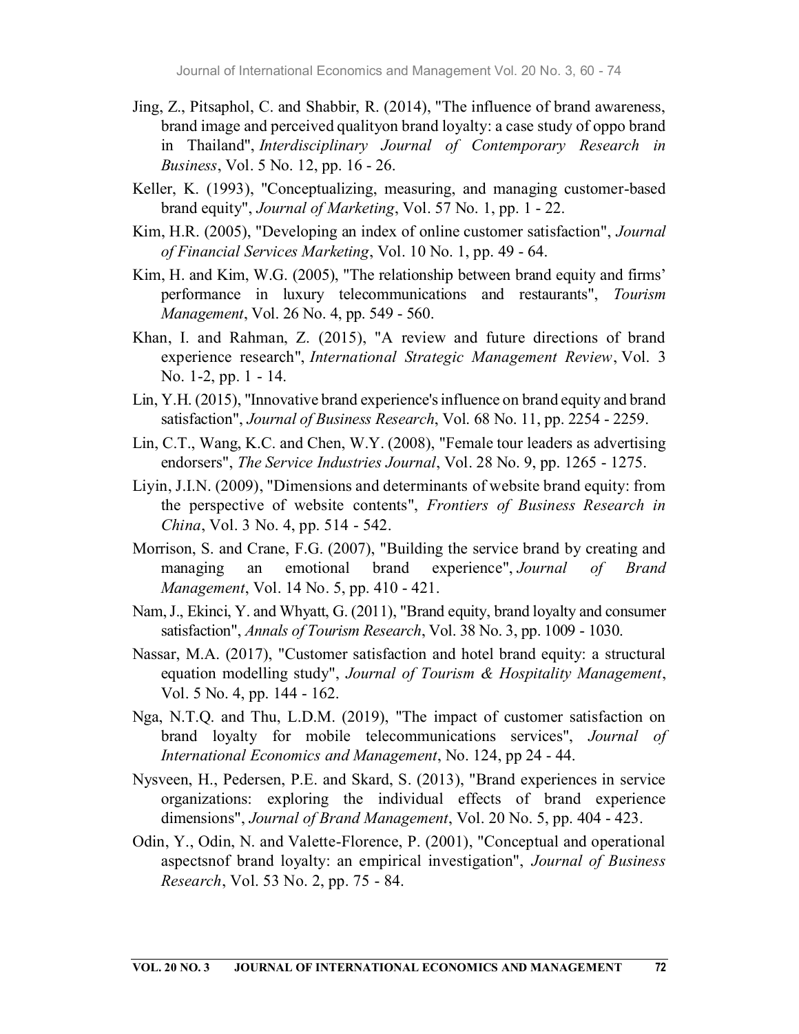Jing, Z., Pitsaphol, C. and Shabbir, R. (2014), "The influence of brand awareness, brand image and perceived qualityon brand loyalty: a case study of oppo brand in Thailand", *Interdisciplinary Journal of Contemporary Research in Business*, Vol. 5 No. 12, pp. 16 - 26.

Keller, K. (1993), "Conceptualizing, measuring, and managing customer-based brand equity", *Journal of Marketing*, Vol. 57 No. 1, pp. 1 - 22.

Kim, H.R. (2005), "Developing an index of online customer satisfaction", *Journal of Financial Services Marketing*, Vol. 10 No. 1, pp. 49 - 64.

Kim, H. and Kim, W.G. (2005), "The relationship between brand equity and firms' performance in luxury telecommunications and restaurants", *Tourism Management*, Vol. 26 No. 4, pp. 549 - 560.

Khan, I. and Rahman, Z. (2015), "A review and future directions of brand experience research", *International Strategic Management Review*, Vol. 3 No. 1-2, pp. 1 - 14.

Lin, Y.H. (2015), "Innovative brand experience's influence on brand equity and brand satisfaction", *Journal of Business Research*, Vol. 68 No. 11, pp. 2254 - 2259.

Lin, C.T., Wang, K.C. and Chen, W.Y. (2008), "Female tour leaders as advertising endorsers", *The Service Industries Journal*, Vol. 28 No. 9, pp. 1265 - 1275.

Liyin, J.I.N. (2009), "Dimensions and determinants of website brand equity: from the perspective of website contents", *Frontiers of Business Research in China*, Vol. 3 No. 4, pp. 514 - 542.

Morrison, S. and Crane, F.G. (2007), "Building the service brand by creating and managing an emotional brand experience", *Journal of Brand Management*, Vol. 14 No. 5, pp. 410 - 421.

Nam, J., Ekinci, Y. and Whyatt, G. (2011), "Brand equity, brand loyalty and consumer satisfaction", *Annals of Tourism Research*, Vol. 38 No. 3, pp. 1009 - 1030.

Nassar, M.A. (2017), "Customer satisfaction and hotel brand equity: a structural equation modelling study", *Journal of Tourism & Hospitality Management*, Vol. 5 No. 4, pp. 144 - 162.

Nga, N.T.Q. and Thu, L.D.M. (2019), "The impact of customer satisfaction on brand loyalty for mobile telecommunications services", *Journal of International Economics and Management*, No. 124, pp 24 - 44.

Nysveen, H., Pedersen, P.E. and Skard, S. (2013), "Brand experiences in service organizations: exploring the individual effects of brand experience dimensions", *Journal of Brand Management*, Vol. 20 No. 5, pp. 404 - 423.

Odin, Y., Odin, N. and Valette-Florence, P. (2001), "Conceptual and operational aspectsnof brand loyalty: an empirical investigation", *Journal of Business Research*, Vol. 53 No. 2, pp. 75 - 84.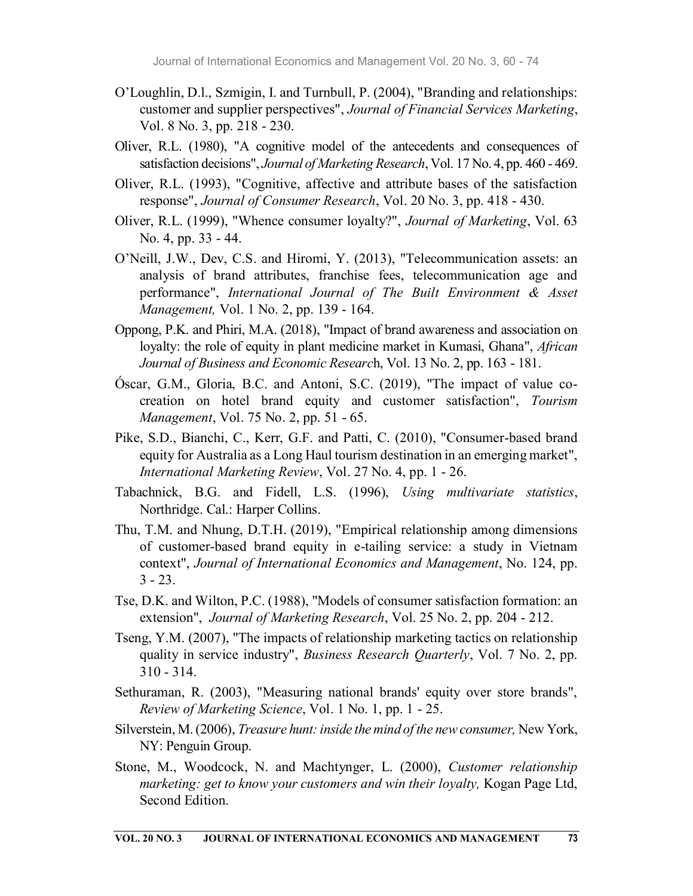O'Loughlin, D.l., Szmigin, I. and Turnbull, P. (2004), "Branding and relationships: customer and supplier perspectives", *Journal of Financial Services Marketing*, Vol. 8 No. 3, pp. 218 - 230.

Oliver, R.L. (1980), "A cognitive model of the antecedents and consequences of satisfaction decisions", *Journal of Marketing Research*, Vol. 17 No. 4, pp. 460 - 469.

Oliver, R.L. (1993), "Cognitive, affective and attribute bases of the satisfaction response", *Journal of Consumer Research*, Vol. 20 No. 3, pp. 418 - 430.

Oliver, R.L. (1999), "Whence consumer loyalty?", *Journal of Marketing*, Vol. 63 No. 4, pp. 33 - 44.

O'Neill, J.W., Dev, C.S. and Hiromi, Y. (2013), "Telecommunication assets: an analysis of brand attributes, franchise fees, telecommunication age and performance", *International Journal of The Built Environment & Asset Management,* Vol. 1 No. 2, pp. 139 - 164.

Oppong, P.K. and Phiri, M.A. (2018), "Impact of brand awareness and association on loyalty: the role of equity in plant medicine market in Kumasi, Ghana", *African Journal of Business and Economic Researc*h, Vol. 13 No. 2, pp. 163 - 181.

Óscar, G.M., Gloria, B.C. and Antoni, S.C. (2019), "The impact of value co-creation on hotel brand equity and customer satisfaction", *Tourism Management*, Vol. 75 No. 2, pp. 51 - 65.

Pike, S.D., Bianchi, C., Kerr, G.F. and Patti, C. (2010), "Consumer-based brand equity for Australia as a Long Haul tourism destination in an emerging market", *International Marketing Review*, Vol. 27 No. 4, pp. 1 - 26.

Tabachnick, B.G. and Fidell, L.S. (1996), *Using multivariate statistics*, Northridge. Cal.: Harper Collins.

Thu, T.M. and Nhung, D.T.H. (2019), "Empirical relationship among dimensions of customer-based brand equity in e-tailing service: a study in Vietnam context", *Journal of International Economics and Management*, No. 124, pp. 3 - 23.

Tse, D.K. and Wilton, P.C. (1988), "Models of consumer satisfaction formation: an extension", *Journal of Marketing Research*, Vol. 25 No. 2, pp. 204 - 212.

Tseng, Y.M. (2007), "The impacts of relationship marketing tactics on relationship quality in service industry", *Business Research Quarterly*, Vol. 7 No. 2, pp. 310 - 314.

Sethuraman, R. (2003), "Measuring national brands' equity over store brands", *Review of Marketing Science*, Vol. 1 No. 1, pp. 1 - 25.

Silverstein, M. (2006), *Treasure hunt: inside the mind of the new consumer,* New York, NY: Penguin Group.

Stone, M., Woodcock, N. and Machtynger, L. (2000), *Customer relationship marketing: get to know your customers and win their loyalty,* Kogan Page Ltd, Second Edition.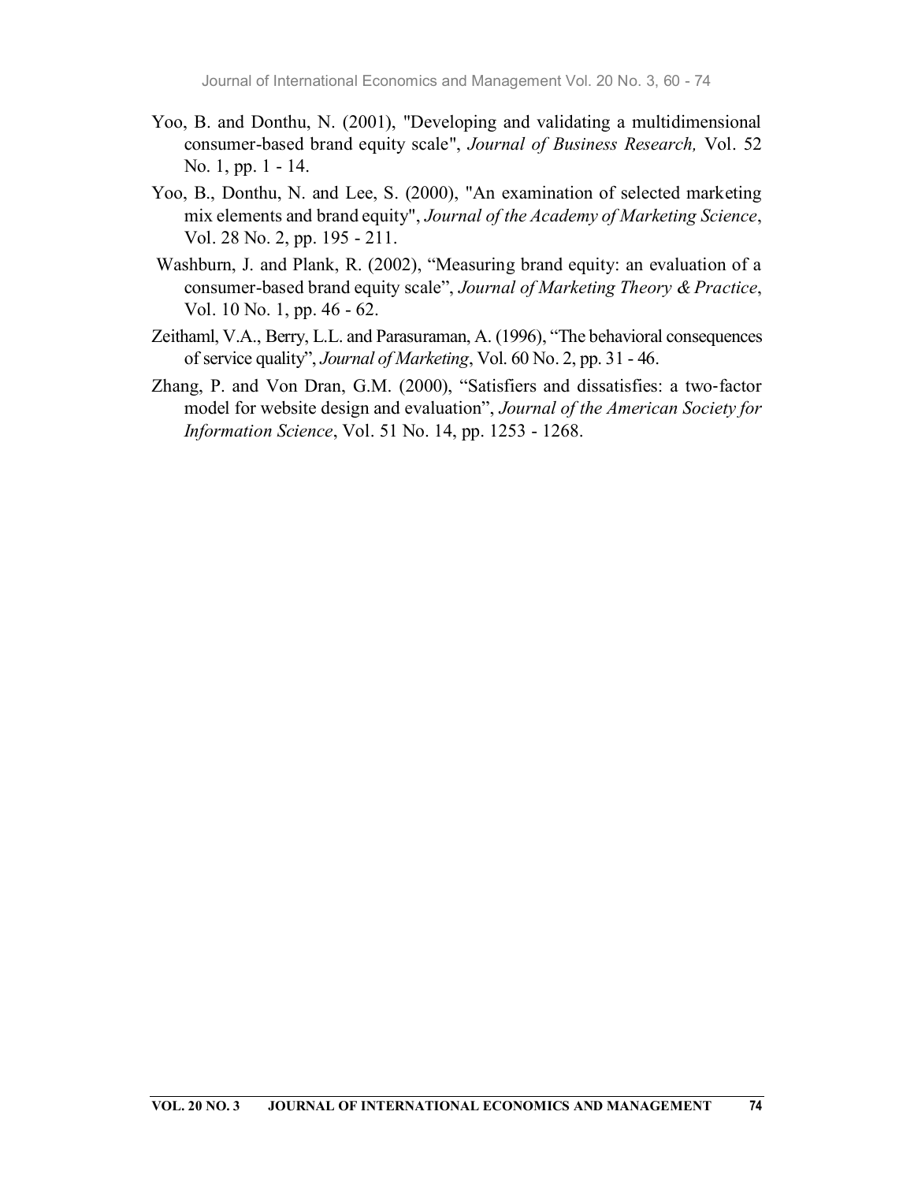Yoo, B. and Donthu, N. (2001), "Developing and validating a multidimensional consumer-based brand equity scale", *Journal of Business Research,* Vol. 52 No. 1, pp. 1 - 14.

Yoo, B., Donthu, N. and Lee, S. (2000), "An examination of selected marketing mix elements and brand equity", *Journal of the Academy of Marketing Science*, Vol. 28 No. 2, pp. 195 - 211.

Washburn, J. and Plank, R. (2002), "Measuring brand equity: an evaluation of a consumer-based brand equity scale", *Journal of Marketing Theory & Practice*, Vol. 10 No. 1, pp. 46 - 62.

Zeithaml, V.A., Berry, L.L. and Parasuraman, A. (1996), "The behavioral consequences of service quality", *Journal of Marketing*, Vol. 60 No. 2, pp. 31 - 46.

Zhang, P. and Von Dran, G.M. (2000), "Satisfiers and dissatisfies: a two-factor model for website design and evaluation", *Journal of the American Society for Information Science*, Vol. 51 No. 14, pp. 1253 - 1268.